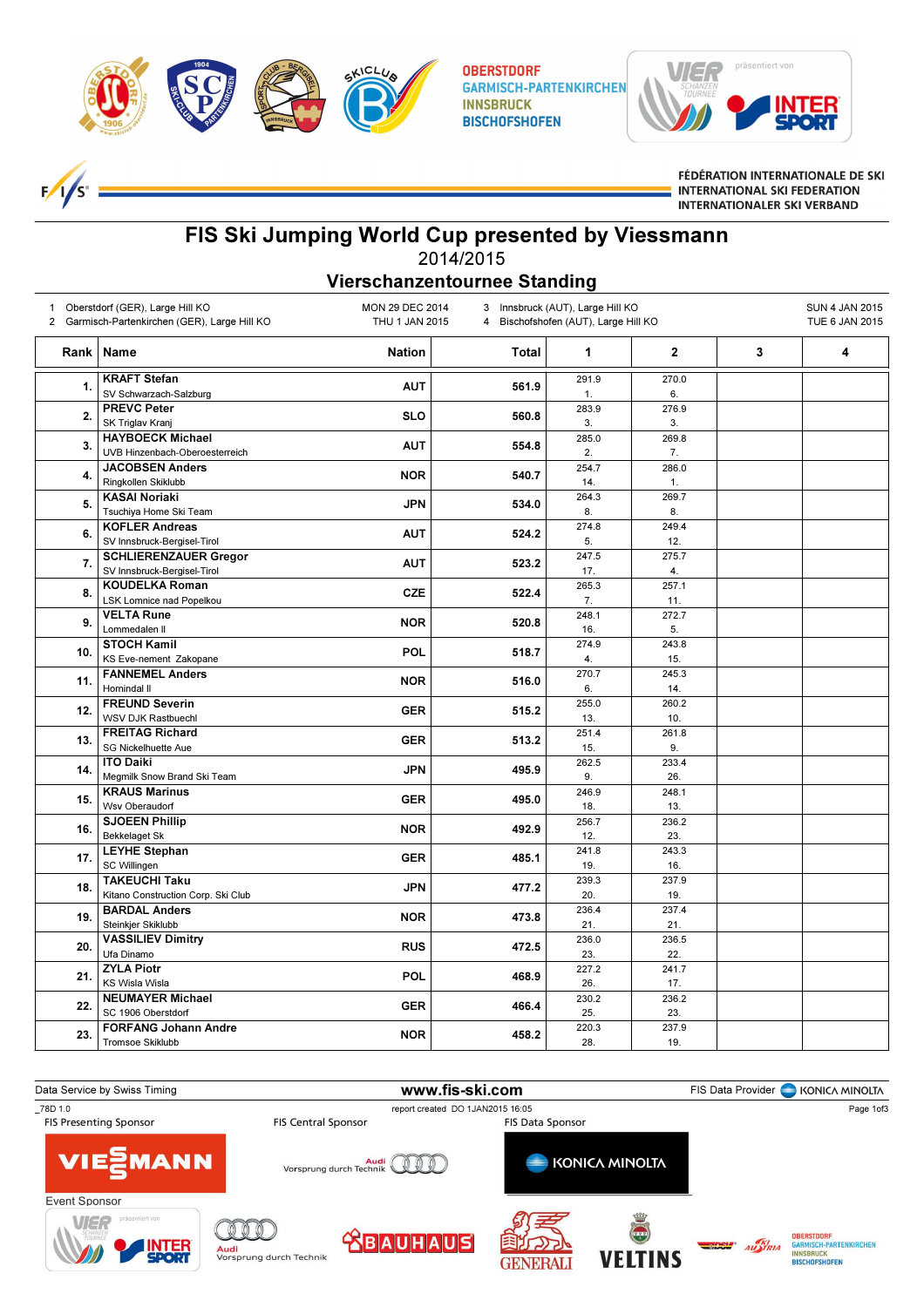OBERSTDORF
GARMISCH-PARTENKIRCHEN
INNSBRUCK
BISCHOFSHOFEN

FÉDÉRATION INTERNATIONALE DE SKI
INTERNATIONAL SKI FEDERATION
INTERNATIONALER SKI VERBAND

# FIS Ski Jumping World Cup presented by Viessmann

2014/2015

## Vierschanzentournee Standing

| | | |
|---|---|---|
| 1 | Oberstdorf (GER), Large Hill KO | MON 29 DEC 2014 |
| 2 | Garmisch-Partenkirchen (GER), Large Hill KO | THU 1 JAN 2015 |
| 3 | Innsbruck (AUT), Large Hill KO | SUN 4 JAN 2015 |
| 4 | Bischofshofen (AUT), Large Hill KO | TUE 6 JAN 2015 |

| Rank | Name | Nation | Total | 1 | 2 | 3 | 4 |
|---|---|---|---|---|---|---|---|
| 1. | **KRAFT Stefan**<br>SV Schwarzach-Salzburg | AUT | 561.9 | 291.9<br>1. | 270.0<br>6. | | |
| 2. | **PREVC Peter**<br>SK Triglav Kranj | SLO | 560.8 | 283.9<br>3. | 276.9<br>3. | | |
| 3. | **HAYBOECK Michael**<br>UVB Hinzenbach-Oberoesterreich | AUT | 554.8 | 285.0<br>2. | 269.8<br>7. | | |
| 4. | **JACOBSEN Anders**<br>Ringkollen Skiklubb | NOR | 540.7 | 254.7<br>14. | 286.0<br>1. | | |
| 5. | **KASAI Noriaki**<br>Tsuchiya Home Ski Team | JPN | 534.0 | 264.3<br>8. | 269.7<br>8. | | |
| 6. | **KOFLER Andreas**<br>SV Innsbruck-Bergisel-Tirol | AUT | 524.2 | 274.8<br>5. | 249.4<br>12. | | |
| 7. | **SCHLIERENZAUER Gregor**<br>SV Innsbruck-Bergisel-Tirol | AUT | 523.2 | 247.5<br>17. | 275.7<br>4. | | |
| 8. | **KOUDELKA Roman**<br>LSK Lomnice nad Popelkou | CZE | 522.4 | 265.3<br>7. | 257.1<br>11. | | |
| 9. | **VELTA Rune**<br>Lommedalen Il | NOR | 520.8 | 248.1<br>16. | 272.7<br>5. | | |
| 10. | **STOCH Kamil**<br>KS Eve-nement Zakopane | POL | 518.7 | 274.9<br>4. | 243.8<br>15. | | |
| 11. | **FANNEMEL Anders**<br>Hornindal Il | NOR | 516.0 | 270.7<br>6. | 245.3<br>14. | | |
| 12. | **FREUND Severin**<br>WSV DJK Rastbuechl | GER | 515.2 | 255.0<br>13. | 260.2<br>10. | | |
| 13. | **FREITAG Richard**<br>SG Nickelhuette Aue | GER | 513.2 | 251.4<br>15. | 261.8<br>9. | | |
| 14. | **ITO Daiki**<br>Megmilk Snow Brand Ski Team | JPN | 495.9 | 262.5<br>9. | 233.4<br>26. | | |
| 15. | **KRAUS Marinus**<br>Wsv Oberaudorf | GER | 495.0 | 246.9<br>18. | 248.1<br>13. | | |
| 16. | **SJOEEN Phillip**<br>Bekkelaget Sk | NOR | 492.9 | 256.7<br>12. | 236.2<br>23. | | |
| 17. | **LEYHE Stephan**<br>SC Willingen | GER | 485.1 | 241.8<br>19. | 243.3<br>16. | | |
| 18. | **TAKEUCHI Taku**<br>Kitano Construction Corp. Ski Club | JPN | 477.2 | 239.3<br>20. | 237.9<br>19. | | |
| 19. | **BARDAL Anders**<br>Steinkjer Skiklubb | NOR | 473.8 | 236.4<br>21. | 237.4<br>21. | | |
| 20. | **VASSILIEV Dimitry**<br>Ufa Dinamo | RUS | 472.5 | 236.0<br>23. | 236.5<br>22. | | |
| 21. | **ZYLA Piotr**<br>KS Wisla Wisla | POL | 468.9 | 227.2<br>26. | 241.7<br>17. | | |
| 22. | **NEUMAYER Michael**<br>SC 1906 Oberstdorf | GER | 466.4 | 230.2<br>25. | 236.2<br>23. | | |
| 23. | **FORFANG Johann Andre**<br>Tromsoe Skiklubb | NOR | 458.2 | 220.3<br>28. | 237.9<br>19. | | |

Data Service by Swiss Timing — www.fis-ski.com — FIS Data Provider KONICA MINOLTA

_78D 1.0 — report created DO 1JAN2015 16:05

FIS Presenting Sponsor: VIESSMANN — FIS Central Sponsor: Audi Vorsprung durch Technik — FIS Data Sponsor: KONICA MINOLTA

Event Sponsor: VIER Schanzen Tournee präsentiert von INTERSPORT, Audi Vorsprung durch Technik, BAUHAUS, GENERALI, VELTINS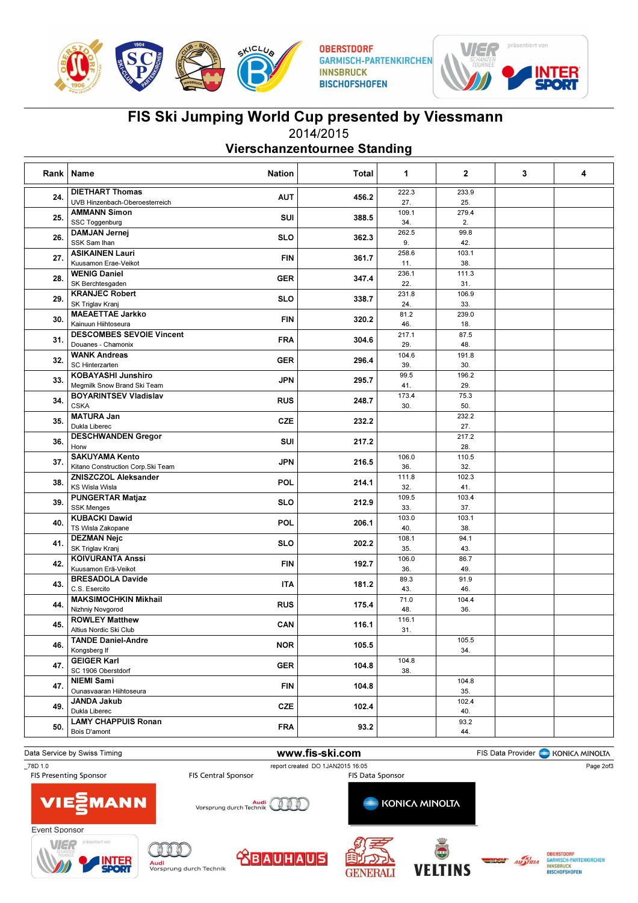# FIS Ski Jumping World Cup presented by Viessmann

2014/2015

## Vierschanzentournee Standing

| Rank | Name | Nation | Total | 1 | 2 | 3 | 4 |
|---|---|---|---|---|---|---|---|
| 24. | DIETHART Thomas<br>UVB Hinzenbach-Oberoesterreich | AUT | 456.2 | 222.3<br>27. | 233.9<br>25. | | |
| 25. | AMMANN Simon<br>SSC Toggenburg | SUI | 388.5 | 109.1<br>34. | 279.4<br>2. | | |
| 26. | DAMJAN Jernej<br>SSK Sam Ihan | SLO | 362.3 | 262.5<br>9. | 99.8<br>42. | | |
| 27. | ASIKAINEN Lauri<br>Kuusamon Erae-Veikot | FIN | 361.7 | 258.6<br>11. | 103.1<br>38. | | |
| 28. | WENIG Daniel<br>SK Berchtesgaden | GER | 347.4 | 236.1<br>22. | 111.3<br>31. | | |
| 29. | KRANJEC Robert<br>SK Triglav Kranj | SLO | 338.7 | 231.8<br>24. | 106.9<br>33. | | |
| 30. | MAEAETTAE Jarkko<br>Kainuun Hiihtoseura | FIN | 320.2 | 81.2<br>46. | 239.0<br>18. | | |
| 31. | DESCOMBES SEVOIE Vincent<br>Douanes - Chamonix | FRA | 304.6 | 217.1<br>29. | 87.5<br>48. | | |
| 32. | WANK Andreas<br>SC Hinterzarten | GER | 296.4 | 104.6<br>39. | 191.8<br>30. | | |
| 33. | KOBAYASHI Junshiro<br>Megmilk Snow Brand Ski Team | JPN | 295.7 | 99.5<br>41. | 196.2<br>29. | | |
| 34. | BOYARINTSEV Vladislav<br>CSKA | RUS | 248.7 | 173.4<br>30. | 75.3<br>50. | | |
| 35. | MATURA Jan<br>Dukla Liberec | CZE | 232.2 | | 232.2<br>27. | | |
| 36. | DESCHWANDEN Gregor<br>Horw | SUI | 217.2 | | 217.2<br>28. | | |
| 37. | SAKUYAMA Kento<br>Kitano Construction Corp.Ski Team | JPN | 216.5 | 106.0<br>36. | 110.5<br>32. | | |
| 38. | ZNISZCZOL Aleksander<br>KS Wisla Wisla | POL | 214.1 | 111.8<br>32. | 102.3<br>41. | | |
| 39. | PUNGERTAR Matjaz<br>SSK Menges | SLO | 212.9 | 109.5<br>33. | 103.4<br>37. | | |
| 40. | KUBACKI Dawid<br>TS Wisla Zakopane | POL | 206.1 | 103.0<br>40. | 103.1<br>38. | | |
| 41. | DEZMAN Nejc<br>SK Triglav Kranj | SLO | 202.2 | 108.1<br>35. | 94.1<br>43. | | |
| 42. | KOIVURANTA Anssi<br>Kuusamon Erä-Veikot | FIN | 192.7 | 106.0<br>36. | 86.7<br>49. | | |
| 43. | BRESADOLA Davide<br>C.S. Esercito | ITA | 181.2 | 89.3<br>43. | 91.9<br>46. | | |
| 44. | MAKSIMOCHKIN Mikhail<br>Nizhniy Novgorod | RUS | 175.4 | 71.0<br>48. | 104.4<br>36. | | |
| 45. | ROWLEY Matthew<br>Altius Nordic Ski Club | CAN | 116.1 | 116.1<br>31. | | | |
| 46. | TANDE Daniel-Andre<br>Kongsberg If | NOR | 105.5 | | 105.5<br>34. | | |
| 47. | GEIGER Karl<br>SC 1906 Oberstdorf | GER | 104.8 | 104.8<br>38. | | | |
| 47. | NIEMI Sami<br>Ounasvaaran Hiihtoseura | FIN | 104.8 | | 104.8<br>35. | | |
| 49. | JANDA Jakub<br>Dukla Liberec | CZE | 102.4 | | 102.4<br>40. | | |
| 50. | LAMY CHAPPUIS Ronan<br>Bois D'amont | FRA | 93.2 | | 93.2<br>44. | | |

Data Service by Swiss Timing www.fis-ski.com FIS Data Provider KONICA MINOLTA

_78D 1.0 report created DO 1JAN2015 16:05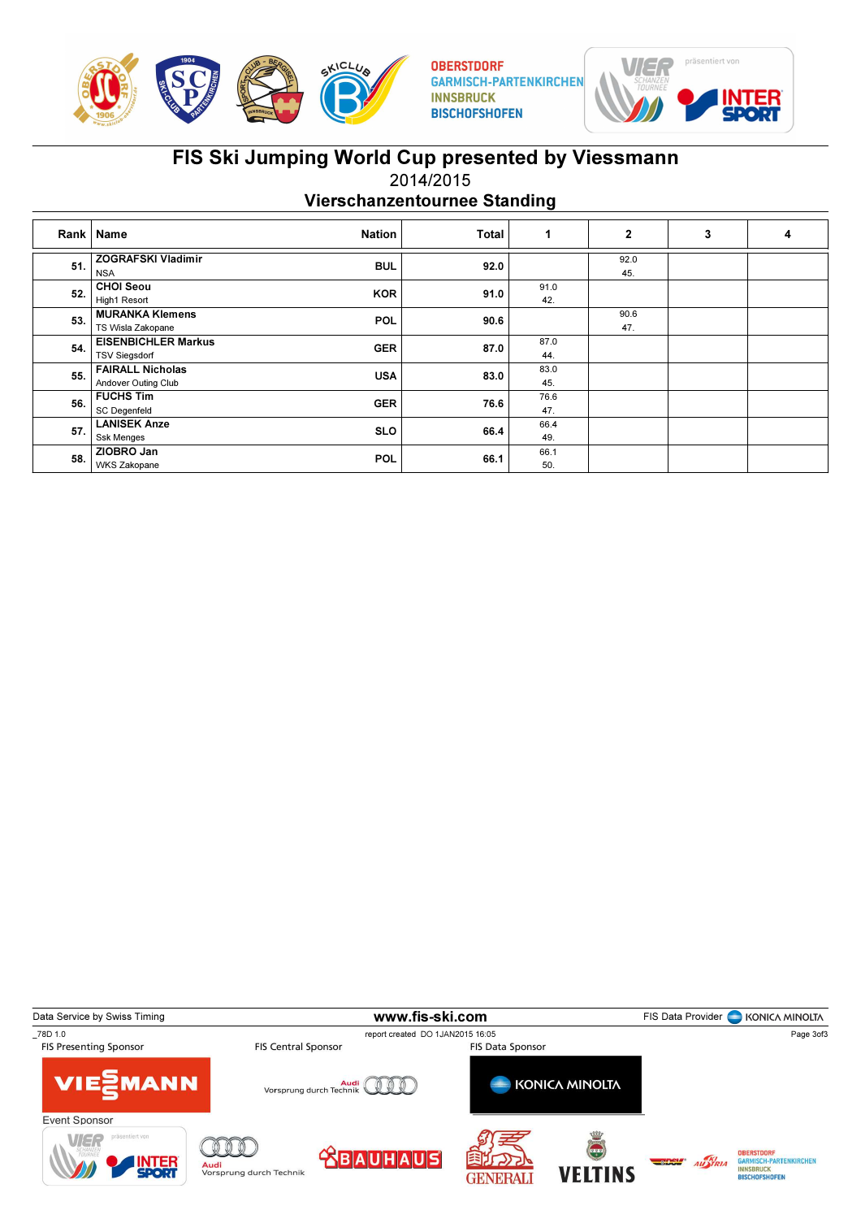# FIS Ski Jumping World Cup presented by Viessmann

2014/2015

## Vierschanzentournee Standing

| Rank | Name | Nation | Total | 1 | 2 | 3 | 4 |
|---|---|---|---|---|---|---|---|
| 51. | **ZOGRAFSKI Vladimir** NSA | BUL | 92.0 | | 92.0 45. | | |
| 52. | **CHOI Seou** High1 Resort | KOR | 91.0 | 91.0 42. | | | |
| 53. | **MURANKA Klemens** TS Wisla Zakopane | POL | 90.6 | | 90.6 47. | | |
| 54. | **EISENBICHLER Markus** TSV Siegsdorf | GER | 87.0 | 87.0 44. | | | |
| 55. | **FAIRALL Nicholas** Andover Outing Club | USA | 83.0 | 83.0 45. | | | |
| 56. | **FUCHS Tim** SC Degenfeld | GER | 76.6 | 76.6 47. | | | |
| 57. | **LANISEK Anze** Ssk Menges | SLO | 66.4 | 66.4 49. | | | |
| 58. | **ZIOBRO Jan** WKS Zakopane | POL | 66.1 | 66.1 50. | | | |

Data Service by Swiss Timing www.fis-ski.com FIS Data Provider KONICA MINOLTA

_78D 1.0 report created DO 1JAN2015 16:05

FIS Presenting Sponsor FIS Central Sponsor FIS Data Sponsor

Event Sponsor